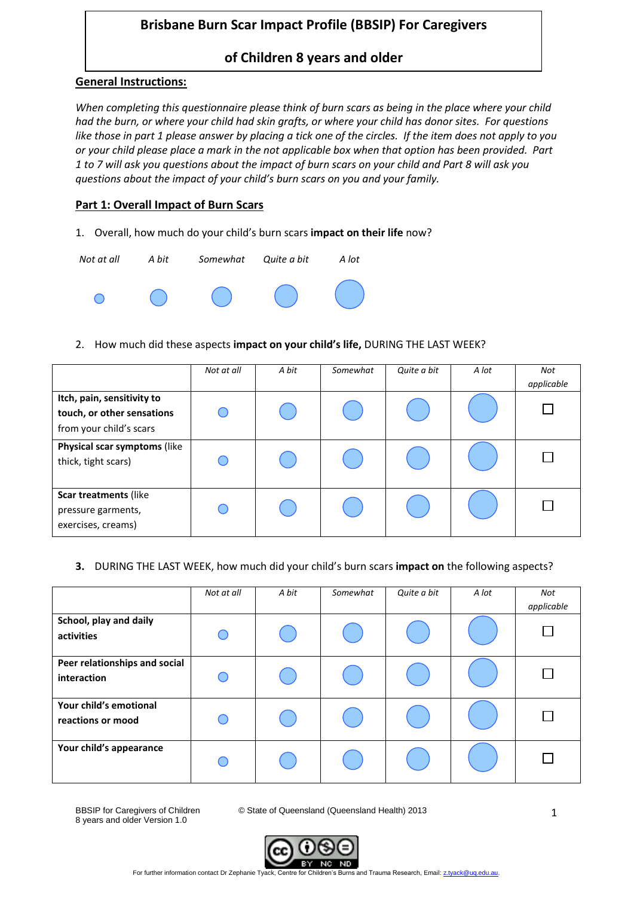# Brisbane Burn Scar Impact Profile (BBSIP) For Caregivers of Children 8 years and older

## General Instructions:

*When completing this questionnaire please think of burn scars as being in the place where your child had the burn, or where your child had skin grafts, or where your child has donor sites. For questions like those in part 1 please answer by placing a tick one of the circles. If the item does not apply to you or your child please place a mark in the not applicable box when that option has been provided. Part 1 to 7 will ask you questions about the impact of burn scars on your child and Part 8 will ask you questions about the impact of your child's burn scars on you and your family.*

## Part 1: Overall Impact of Burn Scars

1. Overall, how much do your child's burn scars **impact on their life** now?

| *Not at all* | *A bit* | *Somewhat* | *Quite a bit* | *A lot* |
|---|---|---|---|---|
| ○ | ○ | ○ | ○ | ○ |

2. How much did these aspects **impact on your child's life,** DURING THE LAST WEEK?

| | *Not at all* | *A bit* | *Somewhat* | *Quite a bit* | *A lot* | *Not applicable* |
|---|---|---|---|---|---|---|
| **Itch, pain, sensitivity to touch, or other sensations** from your child's scars | ○ | ○ | ○ | ○ | ○ | ☐ |
| **Physical scar symptoms** (like thick, tight scars) | ○ | ○ | ○ | ○ | ○ | ☐ |
| **Scar treatments** (like pressure garments, exercises, creams) | ○ | ○ | ○ | ○ | ○ | ☐ |

**3.** DURING THE LAST WEEK, how much did your child's burn scars **impact on** the following aspects?

| | *Not at all* | *A bit* | *Somewhat* | *Quite a bit* | *A lot* | *Not applicable* |
|---|---|---|---|---|---|---|
| **School, play and daily activities** | ○ | ○ | ○ | ○ | ○ | ☐ |
| **Peer relationships and social interaction** | ○ | ○ | ○ | ○ | ○ | ☐ |
| **Your child's emotional reactions or mood** | ○ | ○ | ○ | ○ | ○ | ☐ |
| **Your child's appearance** | ○ | ○ | ○ | ○ | ○ | ☐ |

BBSIP for Caregivers of Children 8 years and older Version 1.0

© State of Queensland (Queensland Health) 2013

For further information contact Dr Zephanie Tyack, Centre for Children's Burns and Trauma Research, Email: z.tyack@uq.edu.au.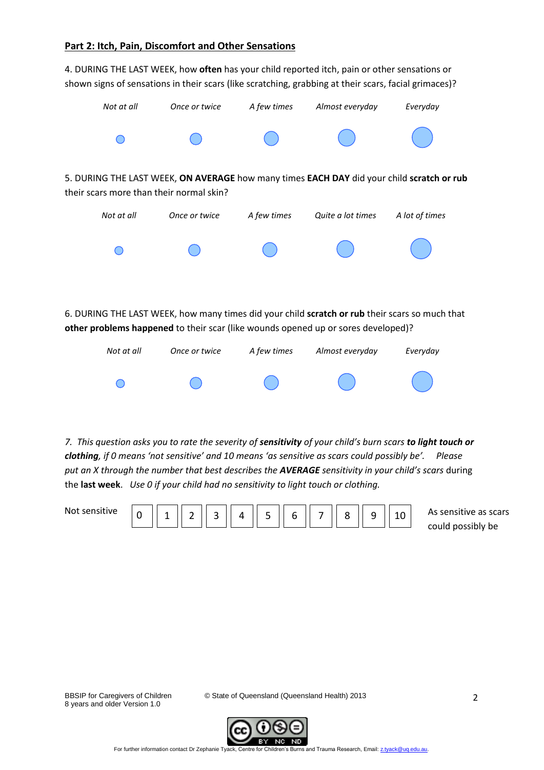## Part 2: Itch, Pain, Discomfort and Other Sensations

4. DURING THE LAST WEEK, how **often** has your child reported itch, pain or other sensations or shown signs of sensations in their scars (like scratching, grabbing at their scars, facial grimaces)?

| *Not at all* | *Once or twice* | *A few times* | *Almost everyday* | *Everyday* |
|---|---|---|---|---|
| ○ | ○ | ○ | ○ | ○ |

5. DURING THE LAST WEEK, **ON AVERAGE** how many times **EACH DAY** did your child **scratch or rub** their scars more than their normal skin?

| *Not at all* | *Once or twice* | *A few times* | *Quite a lot times* | *A lot of times* |
|---|---|---|---|---|
| ○ | ○ | ○ | ○ | ○ |

6. DURING THE LAST WEEK, how many times did your child **scratch or rub** their scars so much that **other problems happened** to their scar (like wounds opened up or sores developed)?

| *Not at all* | *Once or twice* | *A few times* | *Almost everyday* | *Everyday* |
|---|---|---|---|---|
| ○ | ○ | ○ | ○ | ○ |

*7. This question asks you to rate the severity of **sensitivity** of your child's burn scars **to light touch or clothing**, if 0 means 'not sensitive' and 10 means 'as sensitive as scars could possibly be'. Please put an X through the number that best describes the **AVERAGE** sensitivity in your child's scars* during the **last week**. *Use 0 if your child had no sensitivity to light touch or clothing.*

| Not sensitive | 0 | 1 | 2 | 3 | 4 | 5 | 6 | 7 | 8 | 9 | 10 | As sensitive as scars could possibly be |
|---|---|---|---|---|---|---|---|---|---|---|---|---|

BBSIP for Caregivers of Children 8 years and older Version 1.0

© State of Queensland (Queensland Health) 2013

For further information contact Dr Zephanie Tyack, Centre for Children's Burns and Trauma Research, Email: z.tyack@uq.edu.au.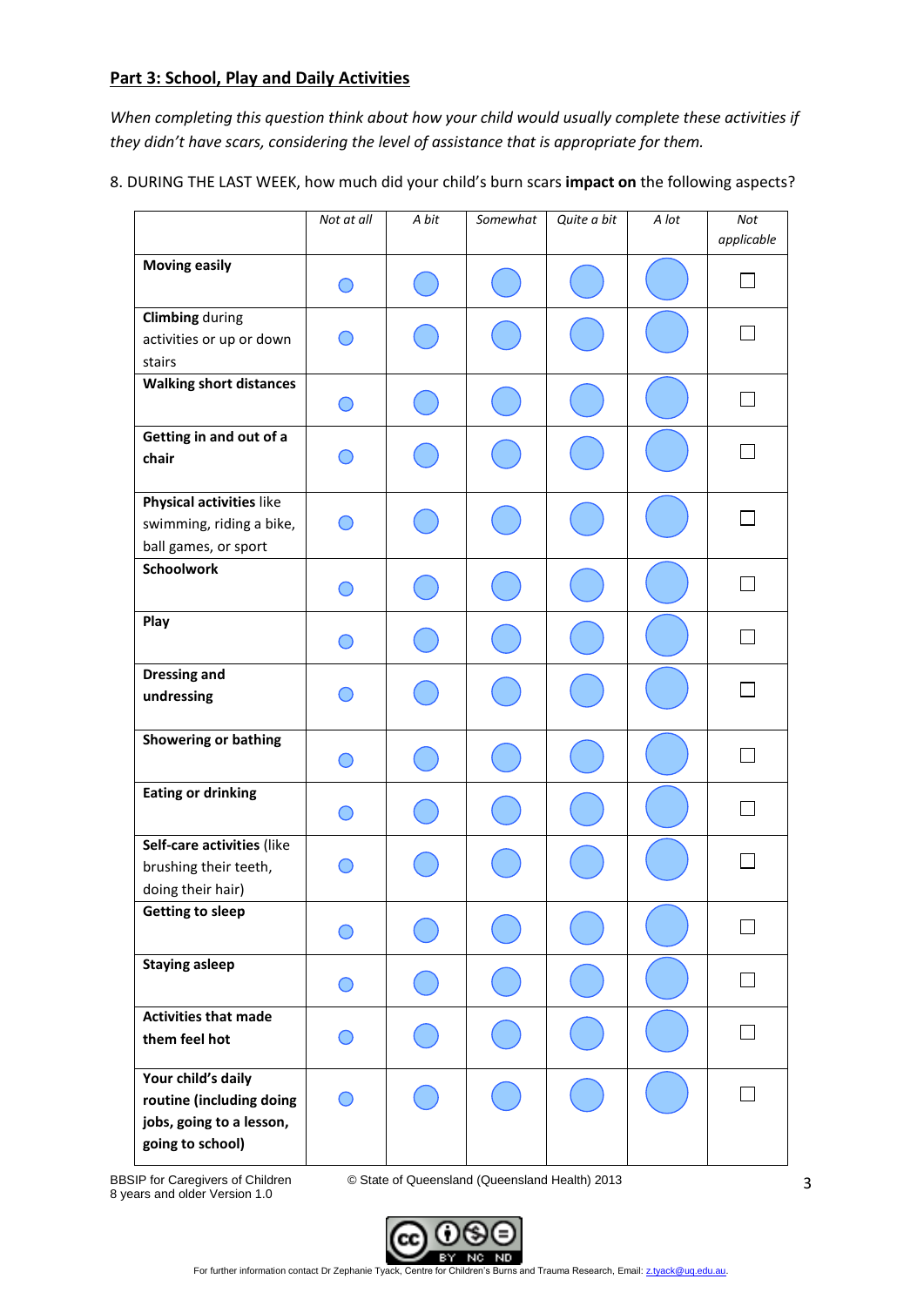## Part 3: School, Play and Daily Activities

*When completing this question think about how your child would usually complete these activities if they didn't have scars, considering the level of assistance that is appropriate for them.*

8. DURING THE LAST WEEK, how much did your child's burn scars **impact on** the following aspects?

| | *Not at all* | *A bit* | *Somewhat* | *Quite a bit* | *A lot* | *Not applicable* |
|---|---|---|---|---|---|---|
| **Moving easily** | ○ | ○ | ○ | ○ | ○ | ☐ |
| **Climbing** during activities or up or down stairs | ○ | ○ | ○ | ○ | ○ | ☐ |
| **Walking short distances** | ○ | ○ | ○ | ○ | ○ | ☐ |
| **Getting in and out of a chair** | ○ | ○ | ○ | ○ | ○ | ☐ |
| **Physical activities** like swimming, riding a bike, ball games, or sport | ○ | ○ | ○ | ○ | ○ | ☐ |
| **Schoolwork** | ○ | ○ | ○ | ○ | ○ | ☐ |
| **Play** | ○ | ○ | ○ | ○ | ○ | ☐ |
| **Dressing and undressing** | ○ | ○ | ○ | ○ | ○ | ☐ |
| **Showering or bathing** | ○ | ○ | ○ | ○ | ○ | ☐ |
| **Eating or drinking** | ○ | ○ | ○ | ○ | ○ | ☐ |
| **Self-care activities** (like brushing their teeth, doing their hair) | ○ | ○ | ○ | ○ | ○ | ☐ |
| **Getting to sleep** | ○ | ○ | ○ | ○ | ○ | ☐ |
| **Staying asleep** | ○ | ○ | ○ | ○ | ○ | ☐ |
| **Activities that made them feel hot** | ○ | ○ | ○ | ○ | ○ | ☐ |
| **Your child's daily routine (including doing jobs, going to a lesson, going to school)** | ○ | ○ | ○ | ○ | ○ | ☐ |

BBSIP for Caregivers of Children 8 years and older Version 1.0

© State of Queensland (Queensland Health) 2013

For further information contact Dr Zephanie Tyack, Centre for Children's Burns and Trauma Research, Email: z.tyack@uq.edu.au.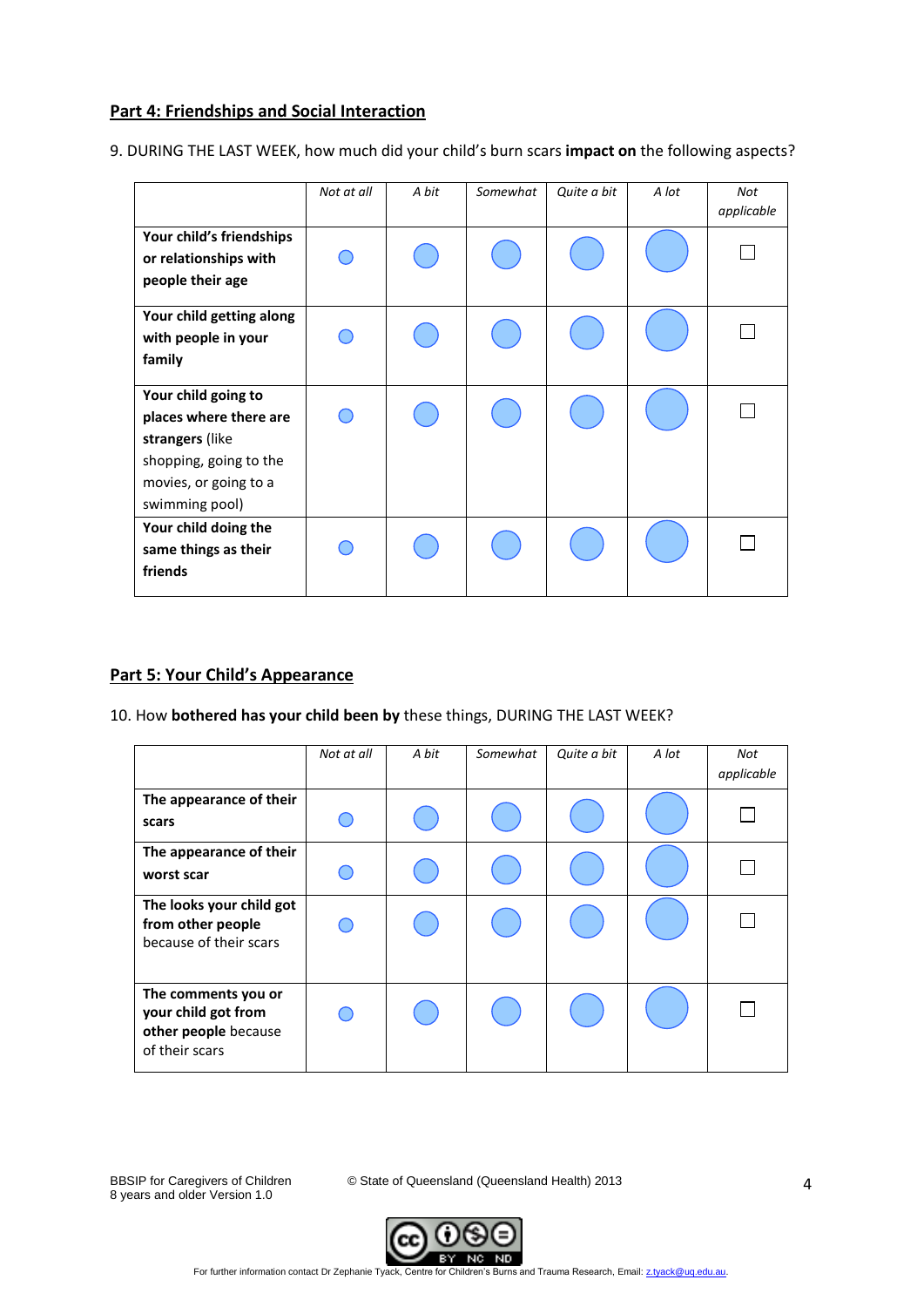## Part 4: Friendships and Social Interaction

9. DURING THE LAST WEEK, how much did your child's burn scars **impact on** the following aspects?

| | *Not at all* | *A bit* | *Somewhat* | *Quite a bit* | *A lot* | *Not applicable* |
|---|---|---|---|---|---|---|
| **Your child's friendships or relationships with people their age** | ○ | ○ | ○ | ○ | ○ | ☐ |
| **Your child getting along with people in your family** | ○ | ○ | ○ | ○ | ○ | ☐ |
| **Your child going to places where there are strangers** (like shopping, going to the movies, or going to a swimming pool) | ○ | ○ | ○ | ○ | ○ | ☐ |
| **Your child doing the same things as their friends** | ○ | ○ | ○ | ○ | ○ | ☐ |

## Part 5: Your Child's Appearance

10. How **bothered has your child been by** these things, DURING THE LAST WEEK?

| | *Not at all* | *A bit* | *Somewhat* | *Quite a bit* | *A lot* | *Not applicable* |
|---|---|---|---|---|---|---|
| **The appearance of their scars** | ○ | ○ | ○ | ○ | ○ | ☐ |
| **The appearance of their worst scar** | ○ | ○ | ○ | ○ | ○ | ☐ |
| **The looks your child got from other people** because of their scars | ○ | ○ | ○ | ○ | ○ | ☐ |
| **The comments you or your child got from other people** because of their scars | ○ | ○ | ○ | ○ | ○ | ☐ |

BBSIP for Caregivers of Children 8 years and older Version 1.0

© State of Queensland (Queensland Health) 2013

For further information contact Dr Zephanie Tyack, Centre for Children's Burns and Trauma Research, Email: z.tyack@uq.edu.au.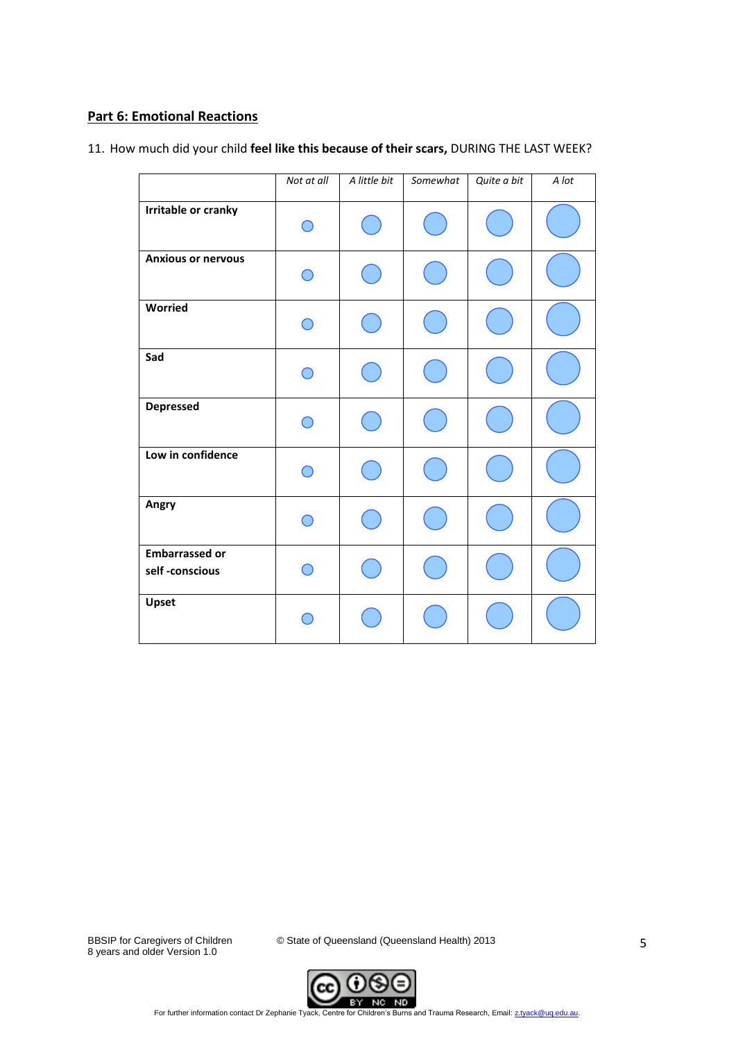## Part 6: Emotional Reactions

11. How much did your child **feel like this because of their scars,** DURING THE LAST WEEK?

| | *Not at all* | *A little bit* | *Somewhat* | *Quite a bit* | *A lot* |
|---|---|---|---|---|---|
| **Irritable or cranky** | ○ | ○ | ○ | ○ | ○ |
| **Anxious or nervous** | ○ | ○ | ○ | ○ | ○ |
| **Worried** | ○ | ○ | ○ | ○ | ○ |
| **Sad** | ○ | ○ | ○ | ○ | ○ |
| **Depressed** | ○ | ○ | ○ | ○ | ○ |
| **Low in confidence** | ○ | ○ | ○ | ○ | ○ |
| **Angry** | ○ | ○ | ○ | ○ | ○ |
| **Embarrassed or self -conscious** | ○ | ○ | ○ | ○ | ○ |
| **Upset** | ○ | ○ | ○ | ○ | ○ |

BBSIP for Caregivers of Children 8 years and older Version 1.0

© State of Queensland (Queensland Health) 2013

For further information contact Dr Zephanie Tyack, Centre for Children's Burns and Trauma Research, Email: z.tyack@uq.edu.au.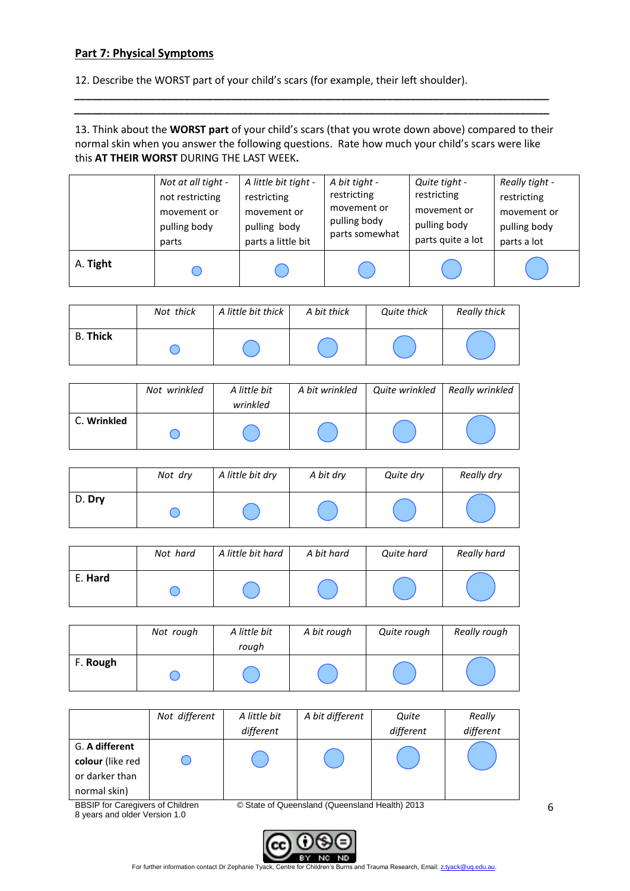**Part 7: Physical Symptoms**

12. Describe the WORST part of your child's scars (for example, their left shoulder).

___________________________________________________________________________

___________________________________________________________________________

13. Think about the **WORST part** of your child's scars (that you wrote down above) compared to their normal skin when you answer the following questions. Rate how much your child's scars were like this **AT THEIR WORST** DURING THE LAST WEEK**.**

| | *Not at all tight* - not restricting movement or pulling body parts | *A little bit tight* - restricting movement or pulling body parts a little bit | *A bit tight* - restricting movement or pulling body parts somewhat | *Quite tight* - restricting movement or pulling body parts quite a lot | *Really tight* - restricting movement or pulling body parts a lot |
|---|---|---|---|---|---|
| A. **Tight** | ○ | ○ | ○ | ○ | ○ |

| | *Not thick* | *A little bit thick* | *A bit thick* | *Quite thick* | *Really thick* |
|---|---|---|---|---|---|
| B. **Thick** | ○ | ○ | ○ | ○ | ○ |

| | *Not wrinkled* | *A little bit wrinkled* | *A bit wrinkled* | *Quite wrinkled* | *Really wrinkled* |
|---|---|---|---|---|---|
| C. **Wrinkled** | ○ | ○ | ○ | ○ | ○ |

| | *Not dry* | *A little bit dry* | *A bit dry* | *Quite dry* | *Really dry* |
|---|---|---|---|---|---|
| D. **Dry** | ○ | ○ | ○ | ○ | ○ |

| | *Not hard* | *A little bit hard* | *A bit hard* | *Quite hard* | *Really hard* |
|---|---|---|---|---|---|
| E. **Hard** | ○ | ○ | ○ | ○ | ○ |

| | *Not rough* | *A little bit rough* | *A bit rough* | *Quite rough* | *Really rough* |
|---|---|---|---|---|---|
| F. **Rough** | ○ | ○ | ○ | ○ | ○ |

| | *Not different* | *A little bit different* | *A bit different* | *Quite different* | *Really different* |
|---|---|---|---|---|---|
| G. **A different colour** (like red or darker than normal skin) | ○ | ○ | ○ | ○ | ○ |

BBSIP for Caregivers of Children 8 years and older Version 1.0

© State of Queensland (Queensland Health) 2013

For further information contact Dr Zephanie Tyack, Centre for Children's Burns and Trauma Research, Email: z.tyack@uq.edu.au.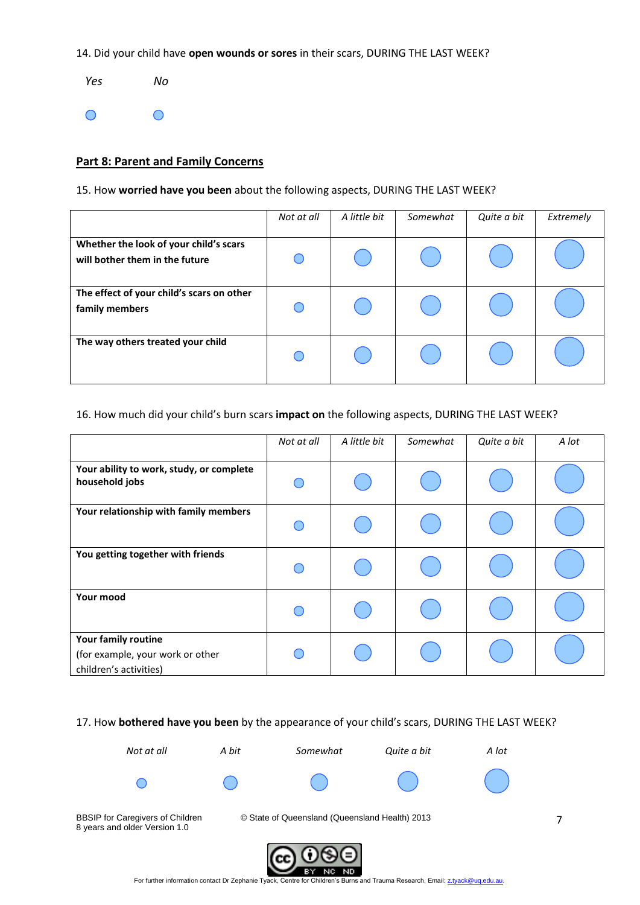14. Did your child have **open wounds or sores** in their scars, DURING THE LAST WEEK?

| *Yes* | *No* |
|---|---|
| ○ | ○ |

## Part 8: Parent and Family Concerns

15. How **worried have you been** about the following aspects, DURING THE LAST WEEK?

| | *Not at all* | *A little bit* | *Somewhat* | *Quite a bit* | *Extremely* |
|---|---|---|---|---|---|
| **Whether the look of your child's scars will bother them in the future** | ○ | ○ | ○ | ○ | ○ |
| **The effect of your child's scars on other family members** | ○ | ○ | ○ | ○ | ○ |
| **The way others treated your child** | ○ | ○ | ○ | ○ | ○ |

16. How much did your child's burn scars **impact on** the following aspects, DURING THE LAST WEEK?

| | *Not at all* | *A little bit* | *Somewhat* | *Quite a bit* | *A lot* |
|---|---|---|---|---|---|
| **Your ability to work, study, or complete household jobs** | ○ | ○ | ○ | ○ | ○ |
| **Your relationship with family members** | ○ | ○ | ○ | ○ | ○ |
| **You getting together with friends** | ○ | ○ | ○ | ○ | ○ |
| **Your mood** | ○ | ○ | ○ | ○ | ○ |
| **Your family routine** (for example, your work or other children's activities) | ○ | ○ | ○ | ○ | ○ |

17. How **bothered have you been** by the appearance of your child's scars, DURING THE LAST WEEK?

| *Not at all* | *A bit* | *Somewhat* | *Quite a bit* | *A lot* |
|---|---|---|---|---|
| ○ | ○ | ○ | ○ | ○ |

BBSIP for Caregivers of Children 8 years and older Version 1.0

© State of Queensland (Queensland Health) 2013

For further information contact Dr Zephanie Tyack, Centre for Children's Burns and Trauma Research, Email: z.tyack@uq.edu.au.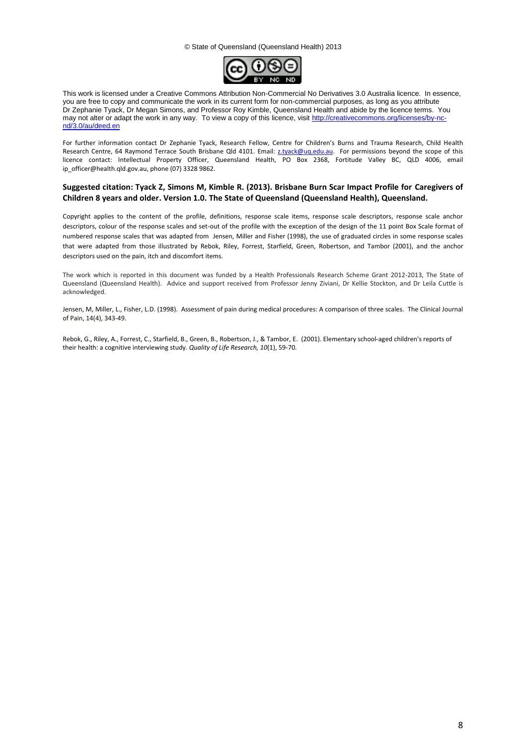© State of Queensland (Queensland Health) 2013

This work is licensed under a Creative Commons Attribution Non-Commercial No Derivatives 3.0 Australia licence. In essence, you are free to copy and communicate the work in its current form for non-commercial purposes, as long as you attribute Dr Zephanie Tyack, Dr Megan Simons, and Professor Roy Kimble, Queensland Health and abide by the licence terms. You may not alter or adapt the work in any way. To view a copy of this licence, visit http://creativecommons.org/licenses/by-nc-nd/3.0/au/deed.en

For further information contact Dr Zephanie Tyack, Research Fellow, Centre for Children's Burns and Trauma Research, Child Health Research Centre, 64 Raymond Terrace South Brisbane Qld 4101. Email: z.tyack@uq.edu.au. For permissions beyond the scope of this licence contact: Intellectual Property Officer, Queensland Health, PO Box 2368, Fortitude Valley BC, QLD 4006, email ip_officer@health.qld.gov.au, phone (07) 3328 9862.

**Suggested citation: Tyack Z, Simons M, Kimble R. (2013). Brisbane Burn Scar Impact Profile for Caregivers of Children 8 years and older. Version 1.0. The State of Queensland (Queensland Health), Queensland.**

Copyright applies to the content of the profile, definitions, response scale items, response scale descriptors, response scale anchor descriptors, colour of the response scales and set-out of the profile with the exception of the design of the 11 point Box Scale format of numbered response scales that was adapted from Jensen, Miller and Fisher (1998), the use of graduated circles in some response scales that were adapted from those illustrated by Rebok, Riley, Forrest, Starfield, Green, Robertson, and Tambor (2001), and the anchor descriptors used on the pain, itch and discomfort items.

The work which is reported in this document was funded by a Health Professionals Research Scheme Grant 2012-2013, The State of Queensland (Queensland Health). Advice and support received from Professor Jenny Ziviani, Dr Kellie Stockton, and Dr Leila Cuttle is acknowledged.

Jensen, M, Miller, L., Fisher, L.D. (1998). Assessment of pain during medical procedures: A comparison of three scales. The Clinical Journal of Pain, 14(4), 343-49.

Rebok, G., Riley, A., Forrest, C., Starfield, B., Green, B., Robertson, J., & Tambor, E. (2001). Elementary school-aged children's reports of their health: a cognitive interviewing study. *Quality of Life Research, 10*(1), 59-70.